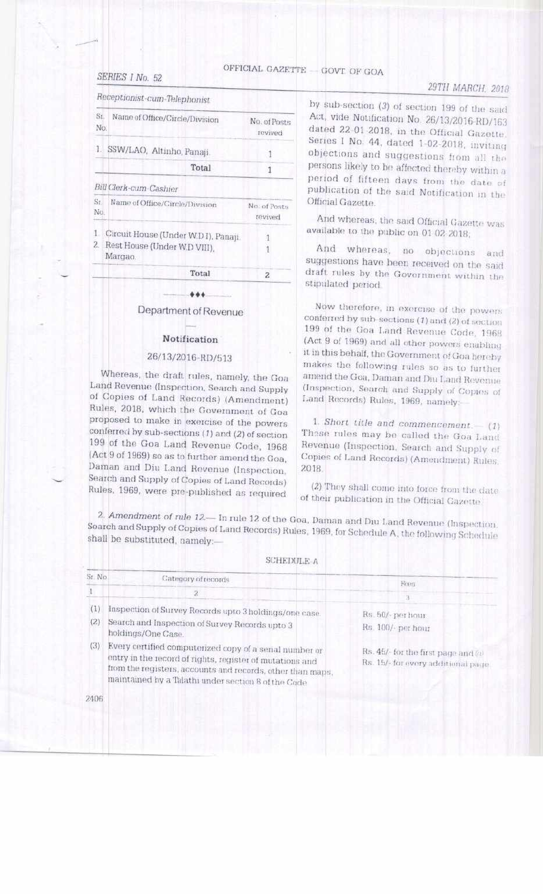*Receptionist-cum-Telephonist*

| Sr. No. | Name of Office/Circle/Division | No. of Posts revived |
|---|---|---|
| 1. | SSW/LAO, Altinho, Panaji. | 1 |
| | **Total** | 1 |

*Bill Clerk-cum-Cashier*

| Sr. No. | Name of Office/Circle/Division | No. of Posts revived |
|---|---|---|
| 1. | Circuit House (Under W.D I), Panaji. | 1 |
| 2. | Rest House (Under W.D VIII), Margao. | 1 |
| | **Total** | 2 |

◆◆◆

## Department of Revenue

### Notification

26/13/2016-RD/513

Whereas, the draft rules, namely, the Goa Land Revenue (Inspection, Search and Supply of Copies of Land Records) (Amendment) Rules, 2018, which the Government of Goa proposed to make in exercise of the powers conferred by sub-sections (*1*) and (*2*) of section 199 of the Goa Land Revenue Code, 1968 (Act 9 of 1969) so as to further amend the Goa, Daman and Diu Land Revenue (Inspection, Search and Supply of Copies of Land Records) Rules, 1969, were pre-published as required by sub-section (*3*) of section 199 of the said Act, vide Notification No. 26/13/2016-RD/163 dated 22-01-2018, in the Official Gazette, Series I No. 44, dated 1-02-2018, inviting objections and suggestions from all the persons likely to be affected thereby within a period of fifteen days from the date of publication of the said Notification in the Official Gazette.

And whereas, the said Official Gazette was available to the public on 01-02-2018;

And whereas, no objections and suggestions have been received on the said draft rules by the Government within the stipulated period.

Now therefore, in exercise of the powers conferred by sub-sections (*1*) and (*2*) of section 199 of the Goa Land Revenue Code, 1968 (Act 9 of 1969) and all other powers enabling it in this behalf, the Government of Goa hereby makes the following rules so as to further amend the Goa, Daman and Diu Land Revenue (Inspection, Search and Supply of Copies of Land Records) Rules, 1969, namely:—

1. *Short title and commencement*.— (*1*) These rules may be called the Goa Land Revenue (Inspection, Search and Supply of Copies of Land Records) (Amendment) Rules, 2018.

(*2*) They shall come into force from the date of their publication in the Official Gazette.

2. *Amendment of rule 12*.— In rule 12 of the Goa, Daman and Diu Land Revenue (Inspection, Search and Supply of Copies of Land Records) Rules, 1969, for Schedule A, the following Schedule shall be substituted, namely:—

SCHEDULE-A

| Sr. No | Category of records | Fees |
|---|---|---|
| 1 | 2 | 3 |
| (1) | Inspection of Survey Records upto 3 holdings/one case. | Rs. 50/- per hour |
| (2) | Search and Inspection of Survey Records upto 3 holdings/One Case. | Rs. 100/- per hour |
| (3) | Every certified computerized copy of a serial number or entry in the record of rights, register of mutations and from the registers, accounts and records, other than maps, maintained by a Talathi under section 8 of the Code | Rs. 45/- for the first page and (a) Rs. 15/- for every additional page |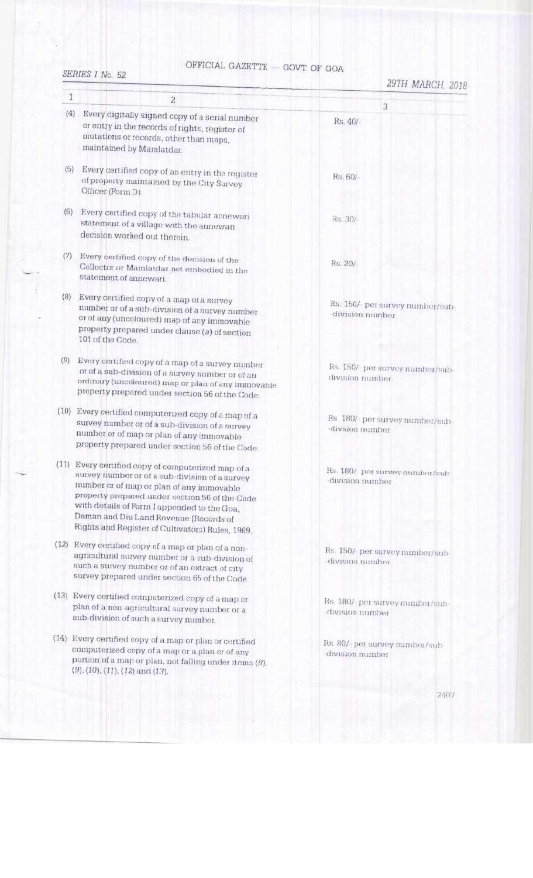| 1 | 2 | 3 |
|---|---|---|
| (4) | Every digitally signed copy of a serial number or entry in the records of rights, register of mutations or records, other than maps, maintained by Mamlatdar. | Rs. 40/- |
| (5) | Every certified copy of an entry in the register of property maintained by the City Survey Officer (Form D). | Rs. 60/- |
| (6) | Every certified copy of the tabular annewari statement of a village with the annewari decision worked out therein. | Rs. 30/- |
| (7) | Every certified copy of the decision of the Collector or Mamlatdar not embodied in the statement of annewari. | Rs. 20/- |
| (8) | Every certified copy of a map of a survey number or of a sub-division of a survey number or of any (uncoloured) map of any immovable property prepared under clause (*a*) of section 101 of the Code. | Rs. 150/- per survey number/sub--division number |
| (9) | Every certified copy of a map of a survey number or of a sub-division of a survey number or of an ordinary (uncoloured) map or plan of any immovable property prepared under section 56 of the Code. | Rs. 150/- per survey number/sub--division number |
| (10) | Every certified computerized copy of a map of a survey number or of a sub-division of a survey number or of map or plan of any immovable property prepared under section 56 of the Code. | Rs. 180/- per survey number/sub--divsion number |
| (11) | Every certified copy of computerized map of a survey number or of a sub-division of a survey number or of map or plan of any immovable property prepared under section 56 of the Code with details of Form I appended to the Goa, Daman and Diu Land Revenue (Records of Rights and Register of Cultivators) Rules, 1969. | Rs. 180/- per survey number/sub--division number |
| (12) | Every certified copy of a map or plan of a non-agricultural survey number or a sub-division of such a survey number or of an extract of city survey prepared under section 65 of the Code. | Rs. 150/- per survey number/sub--division number |
| (13) | Every certified computerized copy of a map or plan of a non-agricultural survey number or a sub-division of such a survey number. | Rs. 180/- per survey number/sub--division number |
| (14) | Every certified copy of a map or plan or certified computerized copy of a map or a plan or of any portion of a map or plan, not falling under items (*8*), (*9*), (*10*), (*11*), (*12*) and (*13*). | Rs. 80/- per survey number/sub--division number |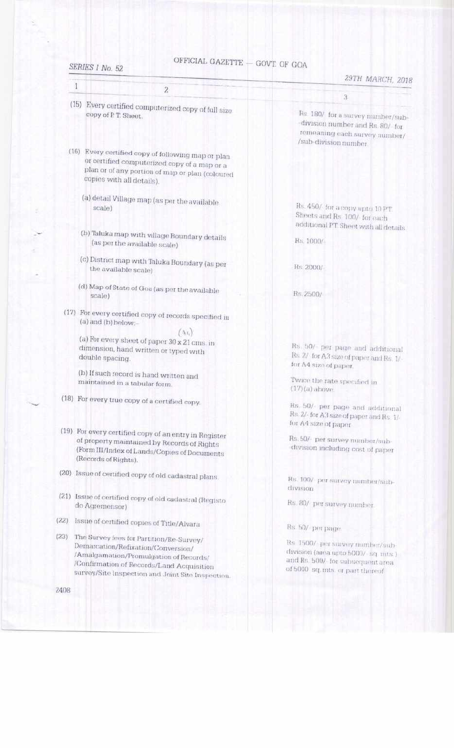| 1 | 2 | 3 |
|---|---|---|
| (15) | Every certified computerized copy of full size copy of P.T. Sheet. | Rs. 180/- for a survey number/sub-division number and Rs. 80/- for remeaning each survey number/sub-division number. |
| (16) | Every certified copy of following map or plan or certified computerized copy of a map or a plan or of any portion of map or plan (coloured copies with all details). | |
| | (a) detail Village map (as per the available scale) | Rs. 450/- for a copy upto 10 P.T. Sheets and Rs. 100/- for each additional P.T. Sheet with all details. |
| | (b) Taluka map with village Boundary details (as per the available scale) | Rs. 1000/- |
| | (c) District map with Taluka Boundary (as per the available scale) | Rs. 2000/- |
| | (d) Map of State of Goa (as per the available scale) | Rs. 2500/- |
| (17) | For every certified copy of records specified in (a) and (b) below:- | |
| | (a) For every sheet of paper 30 x 21 cms. in dimension, hand written or typed with double spacing. | Rs. 50/- per page and additional Rs. 2/- for A3 size of paper and Rs. 1/- for A4 size of paper. |
| | (b) If such record is hand written and maintained in a tabular form. | Twice the rate specified in (17)(a) above. |
| (18) | For every true copy of a certified copy. | Rs. 50/- per page and additional Rs. 2/- for A3 size of paper and Rs. 1/- for A4 size of paper. |
| (19) | For every certified copy of an entry in Register of property maintained by Records of Rights (Form III/Index of Lands/Copies of Documents (Records of Rights). | Rs. 50/- per survey number/sub-division including cost of paper. |
| (20) | Issue of certified copy of old cadastral plans. | Rs. 100/- per survey number/sub-division. |
| (21) | Issue of certified copy of old cadastral (Registo do Agremensor) | Rs. 80/- per survey number. |
| (22) | Issue of certified copies of Title/Alvara | Rs. 50/- per page. |
| (23) | The Survey fees for Partition/Re-Survey/Demarcation/Refixation/Conversion/Amalgamation/Promulgation of Records/Confirmation of Records/Land Acquisition survey/Site Inspection and Joint Site Inspection. | Rs. 1500/- per survey number/sub-division (area upto 5000/- sq. mts.) and Rs. 500/- for subsequent area of 5000 sq. mts. or part thereof. |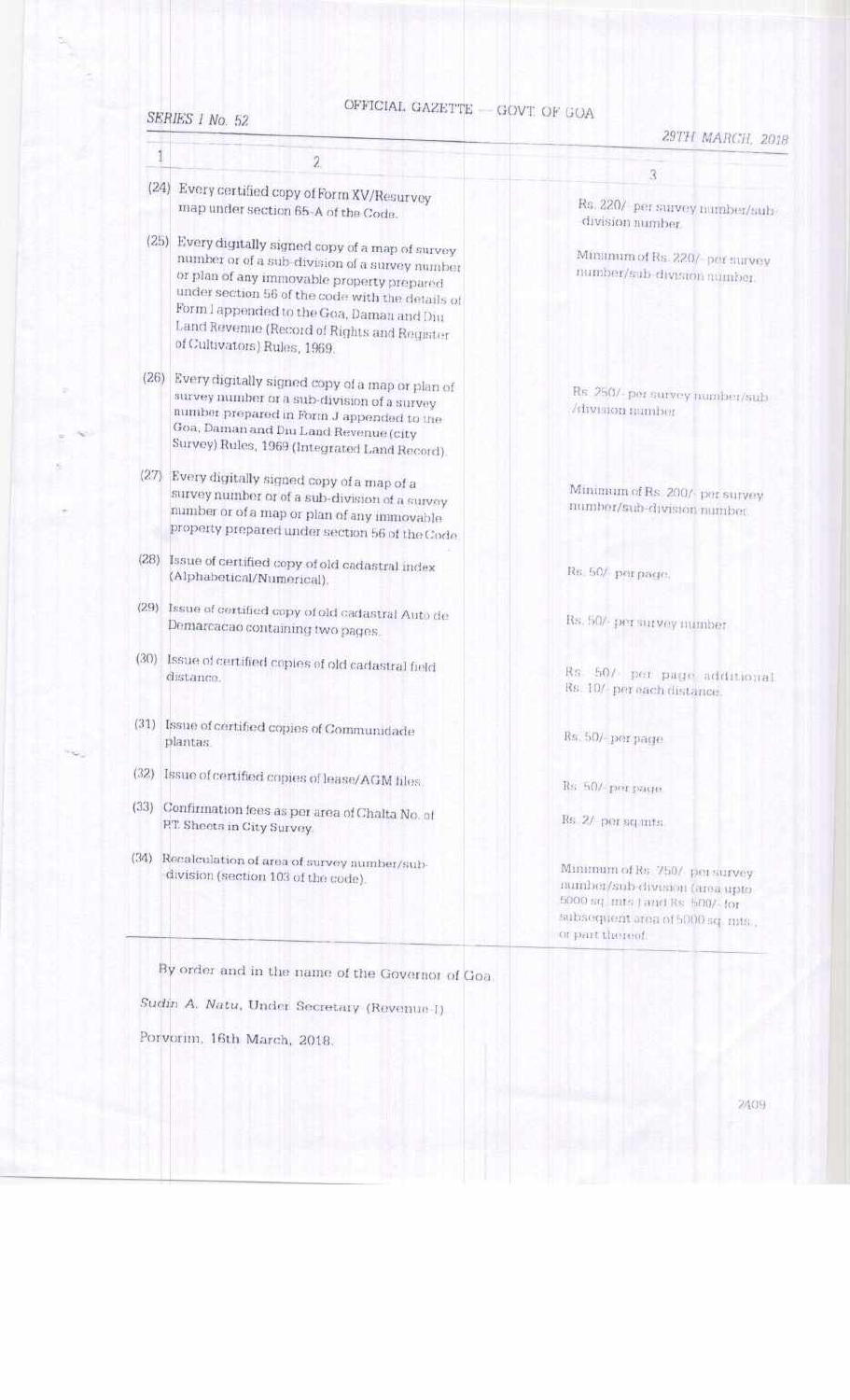| 1 | 2 | 3 |
|---|---|---|
| (24) | Every certified copy of Form XV/Resurvey map under section 65-A of the Code. | Rs. 220/- per survey number/sub-division number. |
| (25) | Every digitally signed copy of a map of survey number or of a sub-division of a survey number or plan of any immovable property prepared under section 56 of the code with the details of Form I appended to the Goa, Daman and Diu Land Revenue (Record of Rights and Register of Cultivators) Rules, 1969. | Minimum of Rs. 220/- per survey number/sub-division number. |
| (26) | Every digitally signed copy of a map or plan of survey number or a sub-division of a survey number prepared in Form J appended to the Goa, Daman and Diu Land Revenue (city Survey) Rules, 1969 (Integrated Land Record). | Rs. 250/- per survey number/sub-/division number. |
| (27) | Every digitally signed copy of a map of a survey number or of a sub-division of a survey number or of a map or plan of any immovable property prepared under section 56 of the Code. | Minimum of Rs. 200/- per survey number/sub-division number. |
| (28) | Issue of certified copy of old cadastral index (Alphabetical/Numerical). | Rs. 50/- per page. |
| (29) | Issue of certified copy of old cadastral Auto de Demarcacao containing two pages. | Rs. 50/- per survey number. |
| (30) | Issue of certified copies of old cadastral field distance. | Rs. 50/- per page additional Rs. 10/- per each distance. |
| (31) | Issue of certified copies of Communidade plantas. | Rs. 50/- per page. |
| (32) | Issue of certified copies of lease/AGM files. | Rs. 50/- per page. |
| (33) | Confirmation fees as per area of Chalta No. of P.T. Sheets in City Survey. | Rs. 2/- per sq. mts. |
| (34) | Recalculation of area of survey number/sub-division (section 103 of the code). | Minimum of Rs. 750/- per survey number/sub-division (area upto 5000 sq. mts.) and Rs. 500/- for subsequent area of 5000 sq. mts., or part thereof. |

By order and in the name of the Governor of Goa.

*Sudin A. Natu*, Under Secretary (Revenue-I).

Porvorim, 16th March, 2018.